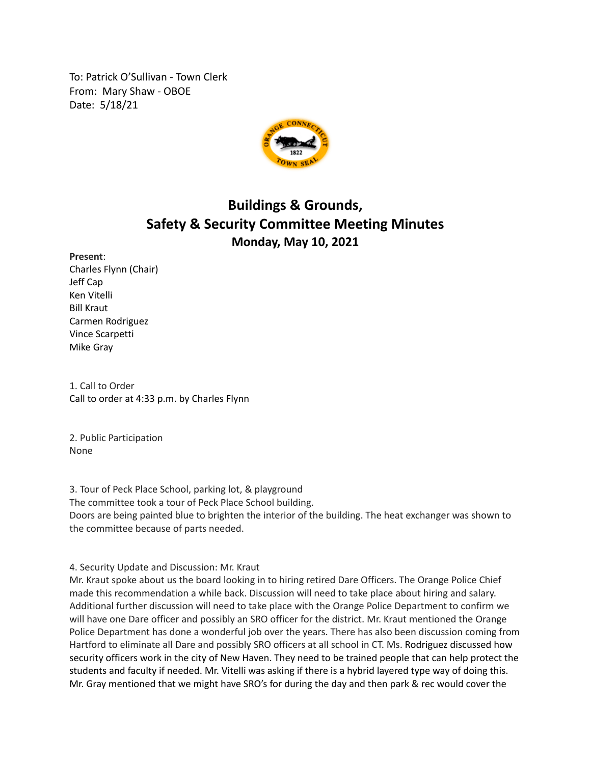To: Patrick O'Sullivan - Town Clerk
From: Mary Shaw - OBOE
Date: 5/18/21

# Buildings & Grounds, Safety & Security Committee Meeting Minutes

## Monday, May 10, 2021

**Present**:
Charles Flynn (Chair)
Jeff Cap
Ken Vitelli
Bill Kraut
Carmen Rodriguez
Vince Scarpetti
Mike Gray

1. Call to Order
Call to order at 4:33 p.m. by Charles Flynn

2. Public Participation
None

3. Tour of Peck Place School, parking lot, & playground
The committee took a tour of Peck Place School building.
Doors are being painted blue to brighten the interior of the building. The heat exchanger was shown to the committee because of parts needed.

4. Security Update and Discussion: Mr. Kraut
Mr. Kraut spoke about us the board looking in to hiring retired Dare Officers. The Orange Police Chief made this recommendation a while back. Discussion will need to take place about hiring and salary. Additional further discussion will need to take place with the Orange Police Department to confirm we will have one Dare officer and possibly an SRO officer for the district. Mr. Kraut mentioned the Orange Police Department has done a wonderful job over the years. There has also been discussion coming from Hartford to eliminate all Dare and possibly SRO officers at all school in CT. Ms. Rodriguez discussed how security officers work in the city of New Haven. They need to be trained people that can help protect the students and faculty if needed. Mr. Vitelli was asking if there is a hybrid layered type way of doing this. Mr. Gray mentioned that we might have SRO's for during the day and then park & rec would cover the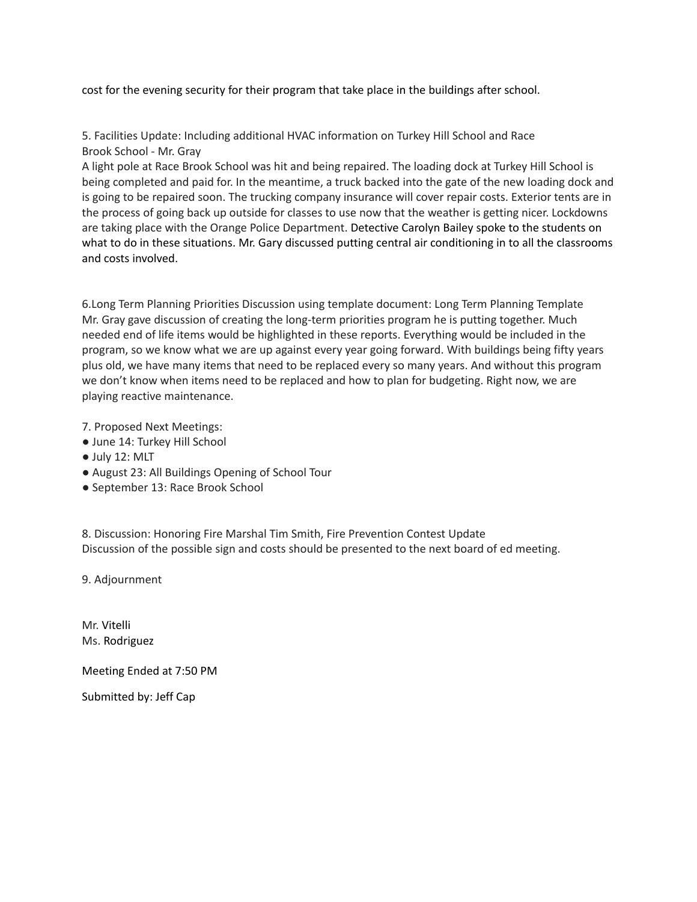cost for the evening security for their program that take place in the buildings after school.

5. Facilities Update: Including additional HVAC information on Turkey Hill School and Race Brook School - Mr. Gray

A light pole at Race Brook School was hit and being repaired. The loading dock at Turkey Hill School is being completed and paid for. In the meantime, a truck backed into the gate of the new loading dock and is going to be repaired soon. The trucking company insurance will cover repair costs. Exterior tents are in the process of going back up outside for classes to use now that the weather is getting nicer. Lockdowns are taking place with the Orange Police Department. Detective Carolyn Bailey spoke to the students on what to do in these situations. Mr. Gary discussed putting central air conditioning in to all the classrooms and costs involved.

6.Long Term Planning Priorities Discussion using template document: Long Term Planning Template

Mr. Gray gave discussion of creating the long-term priorities program he is putting together. Much needed end of life items would be highlighted in these reports. Everything would be included in the program, so we know what we are up against every year going forward. With buildings being fifty years plus old, we have many items that need to be replaced every so many years. And without this program we don't know when items need to be replaced and how to plan for budgeting. Right now, we are playing reactive maintenance.

7. Proposed Next Meetings:

- June 14: Turkey Hill School
- July 12: MLT
- August 23: All Buildings Opening of School Tour
- September 13: Race Brook School

8. Discussion: Honoring Fire Marshal Tim Smith, Fire Prevention Contest Update

Discussion of the possible sign and costs should be presented to the next board of ed meeting.

9. Adjournment

Mr. Vitelli
Ms. Rodriguez

Meeting Ended at 7:50 PM

Submitted by: Jeff Cap